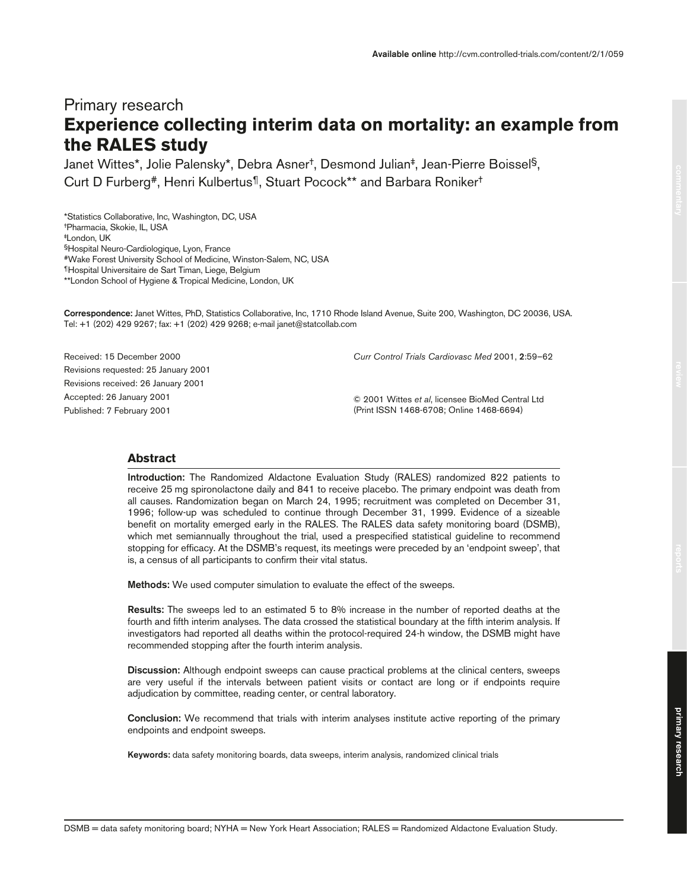Primary research

# Experience collecting interim data on mortality: an example from the RALES study

Janet Wittes*, Jolie Palensky*, Debra Asner†, Desmond Julian‡, Jean-Pierre Boissel§, Curt D Furberg#, Henri Kulbertus¶, Stuart Pocock** and Barbara Roniker†

*Statistics Collaborative, Inc, Washington, DC, USA
†Pharmacia, Skokie, IL, USA
‡London, UK
§Hospital Neuro-Cardiologique, Lyon, France
#Wake Forest University School of Medicine, Winston-Salem, NC, USA
¶Hospital Universitaire de Sart Timan, Liege, Belgium
**London School of Hygiene & Tropical Medicine, London, UK

**Correspondence:** Janet Wittes, PhD, Statistics Collaborative, Inc, 1710 Rhode Island Avenue, Suite 200, Washington, DC 20036, USA. Tel: +1 (202) 429 9267; fax: +1 (202) 429 9268; e-mail janet@statcollab.com

Received: 15 December 2000
Revisions requested: 25 January 2001
Revisions received: 26 January 2001
Accepted: 26 January 2001
Published: 7 February 2001

*Curr Control Trials Cardiovasc Med* 2001, **2**:59–62

© 2001 Wittes *et al*, licensee BioMed Central Ltd
(Print ISSN 1468-6708; Online 1468-6694)

## Abstract

**Introduction:** The Randomized Aldactone Evaluation Study (RALES) randomized 822 patients to receive 25 mg spironolactone daily and 841 to receive placebo. The primary endpoint was death from all causes. Randomization began on March 24, 1995; recruitment was completed on December 31, 1996; follow-up was scheduled to continue through December 31, 1999. Evidence of a sizeable benefit on mortality emerged early in the RALES. The RALES data safety monitoring board (DSMB), which met semiannually throughout the trial, used a prespecified statistical guideline to recommend stopping for efficacy. At the DSMB's request, its meetings were preceded by an 'endpoint sweep', that is, a census of all participants to confirm their vital status.

**Methods:** We used computer simulation to evaluate the effect of the sweeps.

**Results:** The sweeps led to an estimated 5 to 8% increase in the number of reported deaths at the fourth and fifth interim analyses. The data crossed the statistical boundary at the fifth interim analysis. If investigators had reported all deaths within the protocol-required 24-h window, the DSMB might have recommended stopping after the fourth interim analysis.

**Discussion:** Although endpoint sweeps can cause practical problems at the clinical centers, sweeps are very useful if the intervals between patient visits or contact are long or if endpoints require adjudication by committee, reading center, or central laboratory.

**Conclusion:** We recommend that trials with interim analyses institute active reporting of the primary endpoints and endpoint sweeps.

**Keywords:** data safety monitoring boards, data sweeps, interim analysis, randomized clinical trials

DSMB = data safety monitoring board; NYHA = New York Heart Association; RALES = Randomized Aldactone Evaluation Study.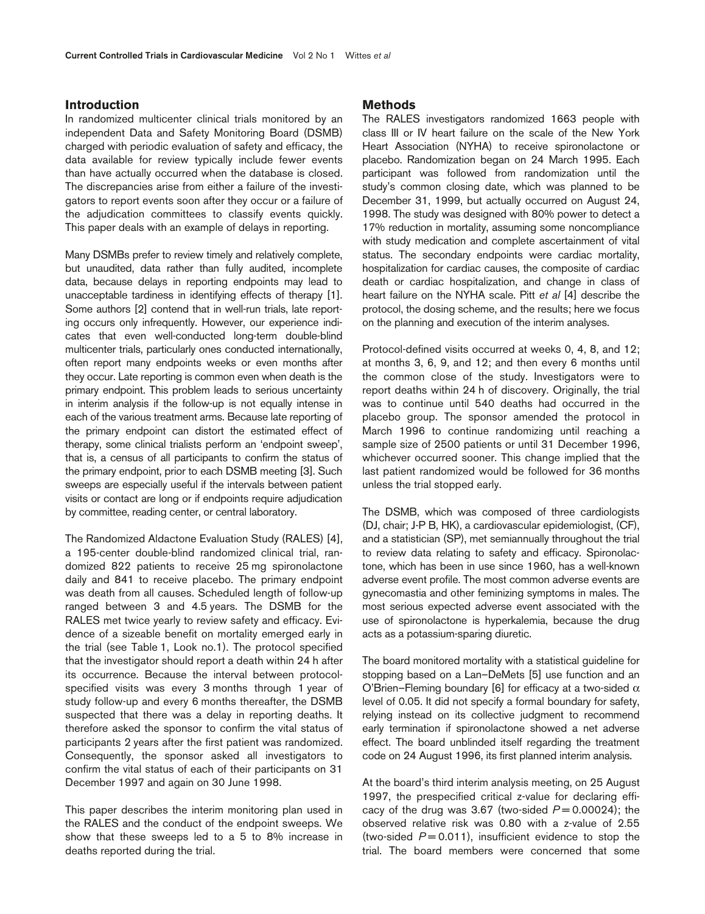## Introduction

In randomized multicenter clinical trials monitored by an independent Data and Safety Monitoring Board (DSMB) charged with periodic evaluation of safety and efficacy, the data available for review typically include fewer events than have actually occurred when the database is closed. The discrepancies arise from either a failure of the investigators to report events soon after they occur or a failure of the adjudication committees to classify events quickly. This paper deals with an example of delays in reporting.

Many DSMBs prefer to review timely and relatively complete, but unaudited, data rather than fully audited, incomplete data, because delays in reporting endpoints may lead to unacceptable tardiness in identifying effects of therapy [1]. Some authors [2] contend that in well-run trials, late reporting occurs only infrequently. However, our experience indicates that even well-conducted long-term double-blind multicenter trials, particularly ones conducted internationally, often report many endpoints weeks or even months after they occur. Late reporting is common even when death is the primary endpoint. This problem leads to serious uncertainty in interim analysis if the follow-up is not equally intense in each of the various treatment arms. Because late reporting of the primary endpoint can distort the estimated effect of therapy, some clinical trialists perform an 'endpoint sweep', that is, a census of all participants to confirm the status of the primary endpoint, prior to each DSMB meeting [3]. Such sweeps are especially useful if the intervals between patient visits or contact are long or if endpoints require adjudication by committee, reading center, or central laboratory.

The Randomized Aldactone Evaluation Study (RALES) [4], a 195-center double-blind randomized clinical trial, randomized 822 patients to receive 25 mg spironolactone daily and 841 to receive placebo. The primary endpoint was death from all causes. Scheduled length of follow-up ranged between 3 and 4.5 years. The DSMB for the RALES met twice yearly to review safety and efficacy. Evidence of a sizeable benefit on mortality emerged early in the trial (see Table 1, Look no.1). The protocol specified that the investigator should report a death within 24 h after its occurrence. Because the interval between protocol-specified visits was every 3 months through 1 year of study follow-up and every 6 months thereafter, the DSMB suspected that there was a delay in reporting deaths. It therefore asked the sponsor to confirm the vital status of participants 2 years after the first patient was randomized. Consequently, the sponsor asked all investigators to confirm the vital status of each of their participants on 31 December 1997 and again on 30 June 1998.

This paper describes the interim monitoring plan used in the RALES and the conduct of the endpoint sweeps. We show that these sweeps led to a 5 to 8% increase in deaths reported during the trial.

## Methods

The RALES investigators randomized 1663 people with class III or IV heart failure on the scale of the New York Heart Association (NYHA) to receive spironolactone or placebo. Randomization began on 24 March 1995. Each participant was followed from randomization until the study's common closing date, which was planned to be December 31, 1999, but actually occurred on August 24, 1998. The study was designed with 80% power to detect a 17% reduction in mortality, assuming some noncompliance with study medication and complete ascertainment of vital status. The secondary endpoints were cardiac mortality, hospitalization for cardiac causes, the composite of cardiac death or cardiac hospitalization, and change in class of heart failure on the NYHA scale. Pitt *et al* [4] describe the protocol, the dosing scheme, and the results; here we focus on the planning and execution of the interim analyses.

Protocol-defined visits occurred at weeks 0, 4, 8, and 12; at months 3, 6, 9, and 12; and then every 6 months until the common close of the study. Investigators were to report deaths within 24 h of discovery. Originally, the trial was to continue until 540 deaths had occurred in the placebo group. The sponsor amended the protocol in March 1996 to continue randomizing until reaching a sample size of 2500 patients or until 31 December 1996, whichever occurred sooner. This change implied that the last patient randomized would be followed for 36 months unless the trial stopped early.

The DSMB, which was composed of three cardiologists (DJ, chair; J-P B, HK), a cardiovascular epidemiologist, (CF), and a statistician (SP), met semiannually throughout the trial to review data relating to safety and efficacy. Spironolactone, which has been in use since 1960, has a well-known adverse event profile. The most common adverse events are gynecomastia and other feminizing symptoms in males. The most serious expected adverse event associated with the use of spironolactone is hyperkalemia, because the drug acts as a potassium-sparing diuretic.

The board monitored mortality with a statistical guideline for stopping based on a Lan–DeMets [5] use function and an O'Brien–Fleming boundary [6] for efficacy at a two-sided $\alpha$ level of 0.05. It did not specify a formal boundary for safety, relying instead on its collective judgment to recommend early termination if spironolactone showed a net adverse effect. The board unblinded itself regarding the treatment code on 24 August 1996, its first planned interim analysis.

At the board's third interim analysis meeting, on 25 August 1997, the prespecified critical z-value for declaring efficacy of the drug was 3.67 (two-sided $P = 0.00024$); the observed relative risk was 0.80 with a z-value of 2.55 (two-sided $P = 0.011$), insufficient evidence to stop the trial. The board members were concerned that some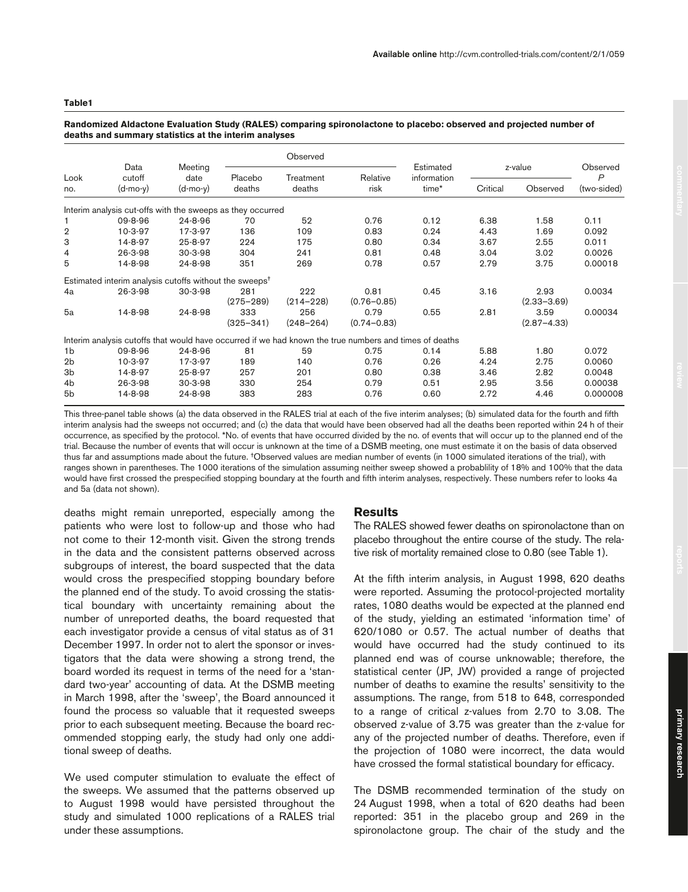**Table1**

**Randomized Aldactone Evaluation Study (RALES) comparing spironolactone to placebo: observed and projected number of deaths and summary statistics at the interim analyses**

| Look no. | Data cutoff (d-mo-y) | Meeting date (d-mo-y) | Observed | | | Estimated information time* | z-value | | Observed P (two-sided) |
|---|---|---|---|---|---|---|---|---|---|
| | | | Placebo deaths | Treatment deaths | Relative risk | | Critical | Observed | |
| *Interim analysis cut-offs with the sweeps as they occurred* | | | | | | | | | |
| 1 | 09-8-96 | 24-8-96 | 70 | 52 | 0.76 | 0.12 | 6.38 | 1.58 | 0.11 |
| 2 | 10-3-97 | 17-3-97 | 136 | 109 | 0.83 | 0.24 | 4.43 | 1.69 | 0.092 |
| 3 | 14-8-97 | 25-8-97 | 224 | 175 | 0.80 | 0.34 | 3.67 | 2.55 | 0.011 |
| 4 | 26-3-98 | 30-3-98 | 304 | 241 | 0.81 | 0.48 | 3.04 | 3.02 | 0.0026 |
| 5 | 14-8-98 | 24-8-98 | 351 | 269 | 0.78 | 0.57 | 2.79 | 3.75 | 0.00018 |
| *Estimated interim analysis cutoffs without the sweeps*[†] | | | | | | | | | |
| 4a | 26-3-98 | 30-3-98 | 281 (275–289) | 222 (214–228) | 0.81 (0.76–0.85) | 0.45 | 3.16 | 2.93 (2.33–3.69) | 0.0034 |
| 5a | 14-8-98 | 24-8-98 | 333 (325–341) | 256 (248–264) | 0.79 (0.74–0.83) | 0.55 | 2.81 | 3.59 (2.87–4.33) | 0.00034 |
| *Interim analysis cutoffs that would have occurred if we had known the true numbers and times of deaths* | | | | | | | | | |
| 1b | 09-8-96 | 24-8-96 | 81 | 59 | 0.75 | 0.14 | 5.88 | 1.80 | 0.072 |
| 2b | 10-3-97 | 17-3-97 | 189 | 140 | 0.76 | 0.26 | 4.24 | 2.75 | 0.0060 |
| 3b | 14-8-97 | 25-8-97 | 257 | 201 | 0.80 | 0.38 | 3.46 | 2.82 | 0.0048 |
| 4b | 26-3-98 | 30-3-98 | 330 | 254 | 0.79 | 0.51 | 2.95 | 3.56 | 0.00038 |
| 5b | 14-8-98 | 24-8-98 | 383 | 283 | 0.76 | 0.60 | 2.72 | 4.46 | 0.000008 |

This three-panel table shows (a) the data observed in the RALES trial at each of the five interim analyses; (b) simulated data for the fourth and fifth interim analysis had the sweeps not occurred; and (c) the data that would have been observed had all the deaths been reported within 24 h of their occurrence, as specified by the protocol. *No. of events that have occurred divided by the no. of events that will occur up to the planned end of the trial. Because the number of events that will occur is unknown at the time of a DSMB meeting, one must estimate it on the basis of data observed thus far and assumptions made about the future. [†]Observed values are median number of events (in 1000 simulated iterations of the trial), with ranges shown in parentheses. The 1000 iterations of the simulation assuming neither sweep showed a probablility of 18% and 100% that the data would have first crossed the prespecified stopping boundary at the fourth and fifth interim analyses, respectively. These numbers refer to looks 4a and 5a (data not shown).

deaths might remain unreported, especially among the patients who were lost to follow-up and those who had not come to their 12-month visit. Given the strong trends in the data and the consistent patterns observed across subgroups of interest, the board suspected that the data would cross the prespecified stopping boundary before the planned end of the study. To avoid crossing the statistical boundary with uncertainty remaining about the number of unreported deaths, the board requested that each investigator provide a census of vital status as of 31 December 1997. In order not to alert the sponsor or investigators that the data were showing a strong trend, the board worded its request in terms of the need for a 'standard two-year' accounting of data. At the DSMB meeting in March 1998, after the 'sweep', the Board announced it found the process so valuable that it requested sweeps prior to each subsequent meeting. Because the board recommended stopping early, the study had only one additional sweep of deaths.

We used computer stimulation to evaluate the effect of the sweeps. We assumed that the patterns observed up to August 1998 would have persisted throughout the study and simulated 1000 replications of a RALES trial under these assumptions.

## Results

The RALES showed fewer deaths on spironolactone than on placebo throughout the entire course of the study. The relative risk of mortality remained close to 0.80 (see Table 1).

At the fifth interim analysis, in August 1998, 620 deaths were reported. Assuming the protocol-projected mortality rates, 1080 deaths would be expected at the planned end of the study, yielding an estimated 'information time' of 620/1080 or 0.57. The actual number of deaths that would have occurred had the study continued to its planned end was of course unknowable; therefore, the statistical center (JP, JW) provided a range of projected number of deaths to examine the results' sensitivity to the assumptions. The range, from 518 to 648, corresponded to a range of critical z-values from 2.70 to 3.08. The observed z-value of 3.75 was greater than the z-value for any of the projected number of deaths. Therefore, even if the projection of 1080 were incorrect, the data would have crossed the formal statistical boundary for efficacy.

The DSMB recommended termination of the study on 24 August 1998, when a total of 620 deaths had been reported: 351 in the placebo group and 269 in the spironolactone group. The chair of the study and the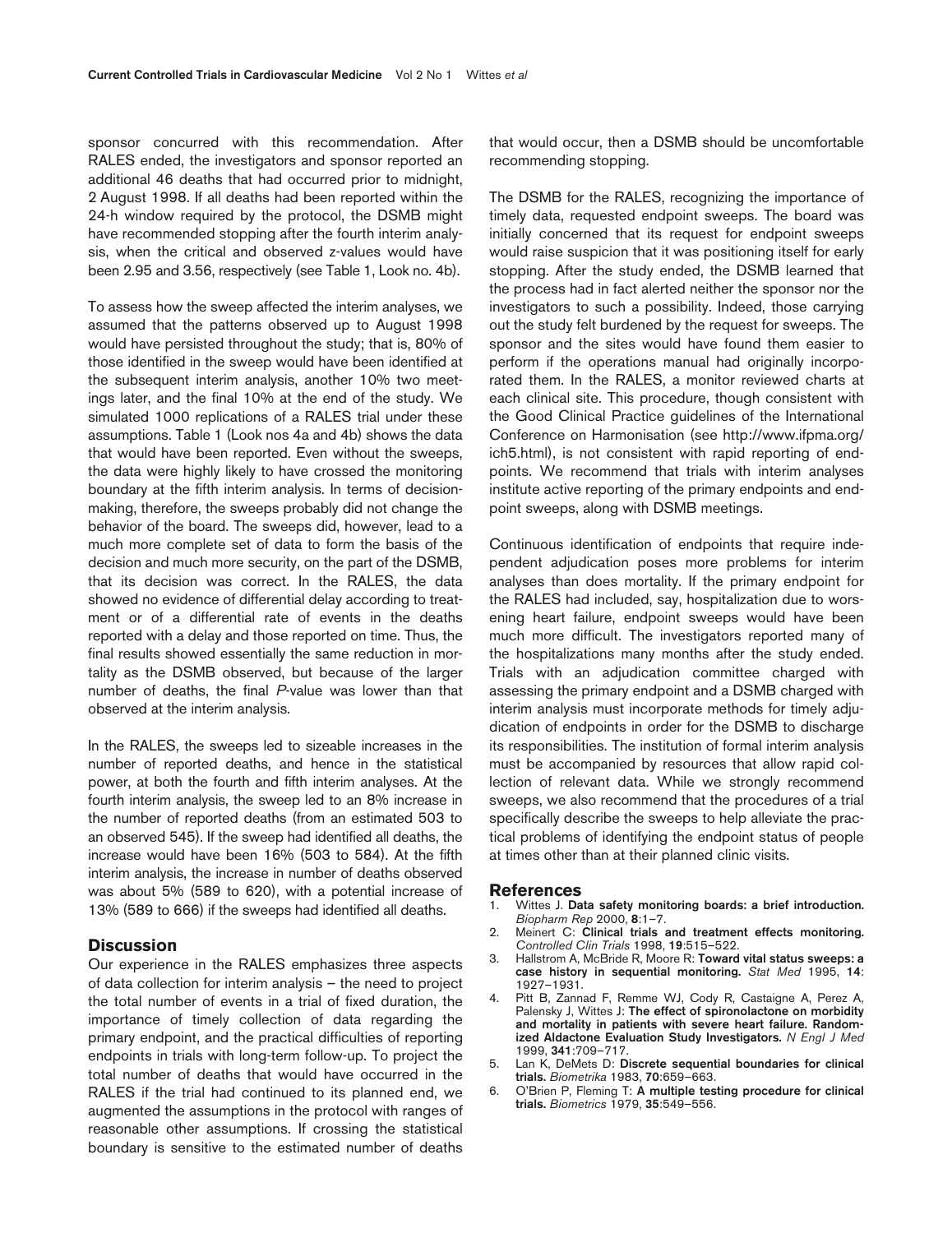sponsor concurred with this recommendation. After RALES ended, the investigators and sponsor reported an additional 46 deaths that had occurred prior to midnight, 2 August 1998. If all deaths had been reported within the 24-h window required by the protocol, the DSMB might have recommended stopping after the fourth interim analysis, when the critical and observed z-values would have been 2.95 and 3.56, respectively (see Table 1, Look no. 4b).

To assess how the sweep affected the interim analyses, we assumed that the patterns observed up to August 1998 would have persisted throughout the study; that is, 80% of those identified in the sweep would have been identified at the subsequent interim analysis, another 10% two meetings later, and the final 10% at the end of the study. We simulated 1000 replications of a RALES trial under these assumptions. Table 1 (Look nos 4a and 4b) shows the data that would have been reported. Even without the sweeps, the data were highly likely to have crossed the monitoring boundary at the fifth interim analysis. In terms of decision-making, therefore, the sweeps probably did not change the behavior of the board. The sweeps did, however, lead to a much more complete set of data to form the basis of the decision and much more security, on the part of the DSMB, that its decision was correct. In the RALES, the data showed no evidence of differential delay according to treatment or of a differential rate of events in the deaths reported with a delay and those reported on time. Thus, the final results showed essentially the same reduction in mortality as the DSMB observed, but because of the larger number of deaths, the final *P*-value was lower than that observed at the interim analysis.

In the RALES, the sweeps led to sizeable increases in the number of reported deaths, and hence in the statistical power, at both the fourth and fifth interim analyses. At the fourth interim analysis, the sweep led to an 8% increase in the number of reported deaths (from an estimated 503 to an observed 545). If the sweep had identified all deaths, the increase would have been 16% (503 to 584). At the fifth interim analysis, the increase in number of deaths observed was about 5% (589 to 620), with a potential increase of 13% (589 to 666) if the sweeps had identified all deaths.

## Discussion

Our experience in the RALES emphasizes three aspects of data collection for interim analysis – the need to project the total number of events in a trial of fixed duration, the importance of timely collection of data regarding the primary endpoint, and the practical difficulties of reporting endpoints in trials with long-term follow-up. To project the total number of deaths that would have occurred in the RALES if the trial had continued to its planned end, we augmented the assumptions in the protocol with ranges of reasonable other assumptions. If crossing the statistical boundary is sensitive to the estimated number of deaths that would occur, then a DSMB should be uncomfortable recommending stopping.

The DSMB for the RALES, recognizing the importance of timely data, requested endpoint sweeps. The board was initially concerned that its request for endpoint sweeps would raise suspicion that it was positioning itself for early stopping. After the study ended, the DSMB learned that the process had in fact alerted neither the sponsor nor the investigators to such a possibility. Indeed, those carrying out the study felt burdened by the request for sweeps. The sponsor and the sites would have found them easier to perform if the operations manual had originally incorporated them. In the RALES, a monitor reviewed charts at each clinical site. This procedure, though consistent with the Good Clinical Practice guidelines of the International Conference on Harmonisation (see http://www.ifpma.org/ich5.html), is not consistent with rapid reporting of endpoints. We recommend that trials with interim analyses institute active reporting of the primary endpoints and endpoint sweeps, along with DSMB meetings.

Continuous identification of endpoints that require independent adjudication poses more problems for interim analyses than does mortality. If the primary endpoint for the RALES had included, say, hospitalization due to worsening heart failure, endpoint sweeps would have been much more difficult. The investigators reported many of the hospitalizations many months after the study ended. Trials with an adjudication committee charged with assessing the primary endpoint and a DSMB charged with interim analysis must incorporate methods for timely adjudication of endpoints in order for the DSMB to discharge its responsibilities. The institution of formal interim analysis must be accompanied by resources that allow rapid collection of relevant data. While we strongly recommend sweeps, we also recommend that the procedures of a trial specifically describe the sweeps to help alleviate the practical problems of identifying the endpoint status of people at times other than at their planned clinic visits.

## References

1. Wittes J: **Data safety monitoring boards: a brief introduction.** *Biopharm Rep* 2000, **8**:1–7.
2. Meinert C: **Clinical trials and treatment effects monitoring.** *Controlled Clin Trials* 1998, **19**:515–522.
3. Hallstrom A, McBride R, Moore R: **Toward vital status sweeps: a case history in sequential monitoring.** *Stat Med* 1995, **14**: 1927–1931.
4. Pitt B, Zannad F, Remme WJ, Cody R, Castaigne A, Perez A, Palensky J, Wittes J: **The effect of spironolactone on morbidity and mortality in patients with severe heart failure. Randomized Aldactone Evaluation Study Investigators.** *N Engl J Med* 1999, **341**:709–717.
5. Lan K, DeMets D: **Discrete sequential boundaries for clinical trials.** *Biometrika* 1983, **70**:659–663.
6. O'Brien P, Fleming T: **A multiple testing procedure for clinical trials.** *Biometrics* 1979, **35**:549–556.